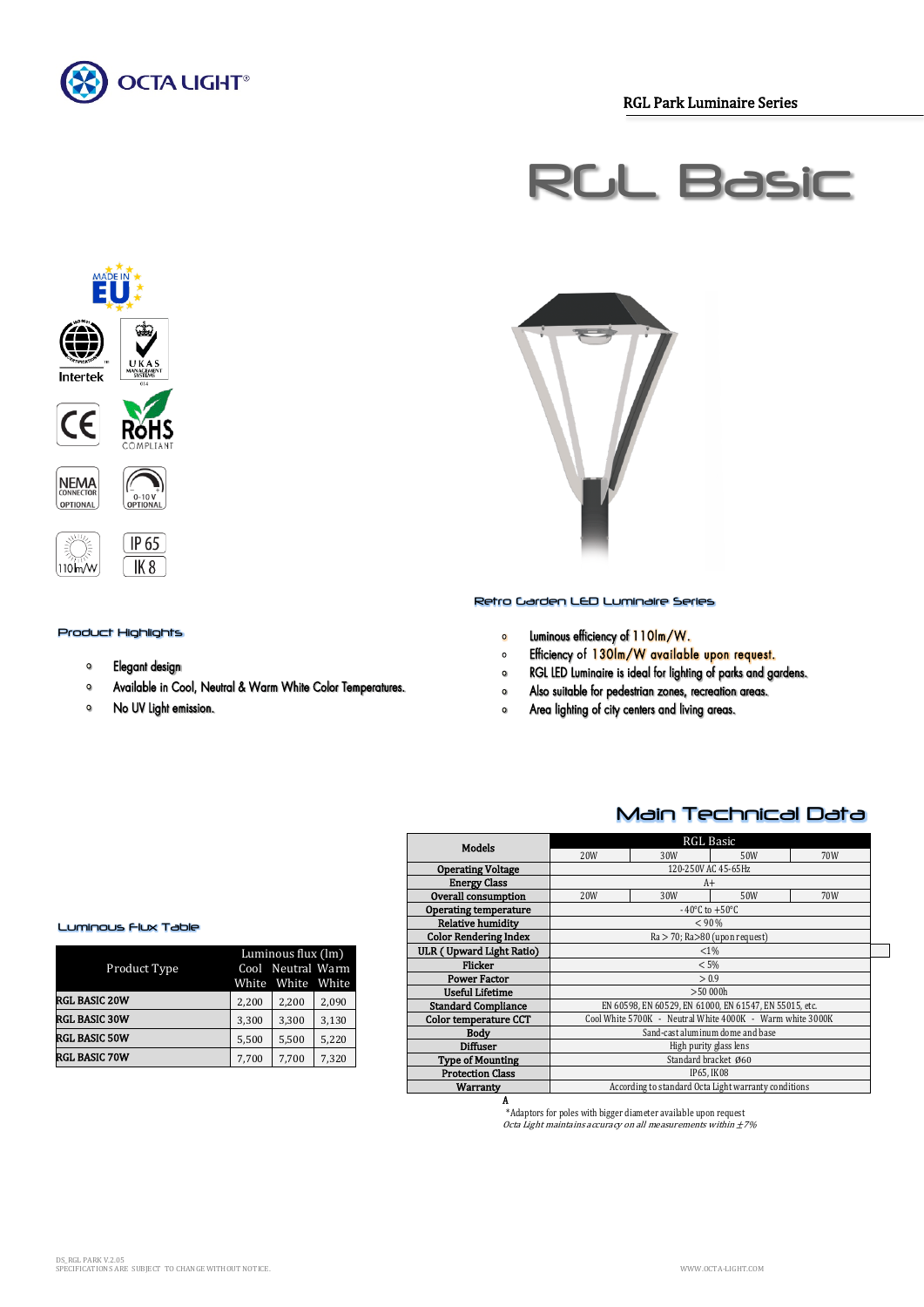OCTA LIGHT®

RGL Park Luminaire Series

# RGL Basic

MADE IN EU

Intertek

UKAS MANAGEMENT SYSTEMS

CE

RoHS COMPLIANT

NEMA CONNECTOR OPTIONAL

0-10 V OPTIONAL

110 lm/W

IP 65

IK 8

## Retro Garden LED Luminaire Series

## Product Highlights

- Elegant design
- Available in Cool, Neutral & Warm White Color Temperatures.
- No UV light emission.
- Luminous efficiency of 110lm/W.
- Efficiency of 130lm/W available upon request.
- RGL LED Luminaire is ideal for lighting of parks and gardens.
- Also suitable for pedestrian zones, recreation areas.
- Area lighting of city centers and living areas.

## Main Technical Data

| Models | RGL Basic | | | |
|---|---|---|---|---|
| | 20W | 30W | 50W | 70W |
| Operating Voltage | 120-250V AC 45-65Hz | | | |
| Energy Class | A+ | | | |
| Overall consumption | 20W | 30W | 50W | 70W |
| Operating temperature | -40°C to +50°C | | | |
| Relative humidity | < 90% | | | |
| Color Rendering Index | Ra > 70; Ra>80 (upon request) | | | |
| ULR ( Upward Light Ratio) | <1% | | | |
| Flicker | < 5% | | | |
| Power Factor | > 0.9 | | | |
| Useful Lifetime | >50 000h | | | |
| Standard Compliance | EN 60598, EN 60529, EN 61000, EN 61547, EN 55015, etc. | | | |
| Color temperature CCT | Cool White 5700K - Neutral White 4000K - Warm white 3000K | | | |
| Body | Sand-cast aluminum dome and base | | | |
| Diffuser | High purity glass lens | | | |
| Type of Mounting | Standard bracket Ø60 | | | |
| Protection Class | IP65, IK08 | | | |
| Warranty | According to standard Octa Light warranty conditions | | | |

A

*Adaptors for poles with bigger diameter available upon request

*Octa Light maintains accuracy on all measurements within ±7%*

## Luminous Flux Table

| Product Type | Luminous flux (lm) | | |
|---|---|---|---|
| | Cool White | Neutral White | Warm White |
| RGL BASIC 20W | 2,200 | 2,200 | 2,090 |
| RGL BASIC 30W | 3,300 | 3,300 | 3,130 |
| RGL BASIC 50W | 5,500 | 5,500 | 5,220 |
| RGL BASIC 70W | 7,700 | 7,700 | 7,320 |

DS_RGL PARK V.2.05
SPECIFICATIONS ARE SUBJECT TO CHANGE WITHOUT NOTICE.

WWW.OCTA-LIGHT.COM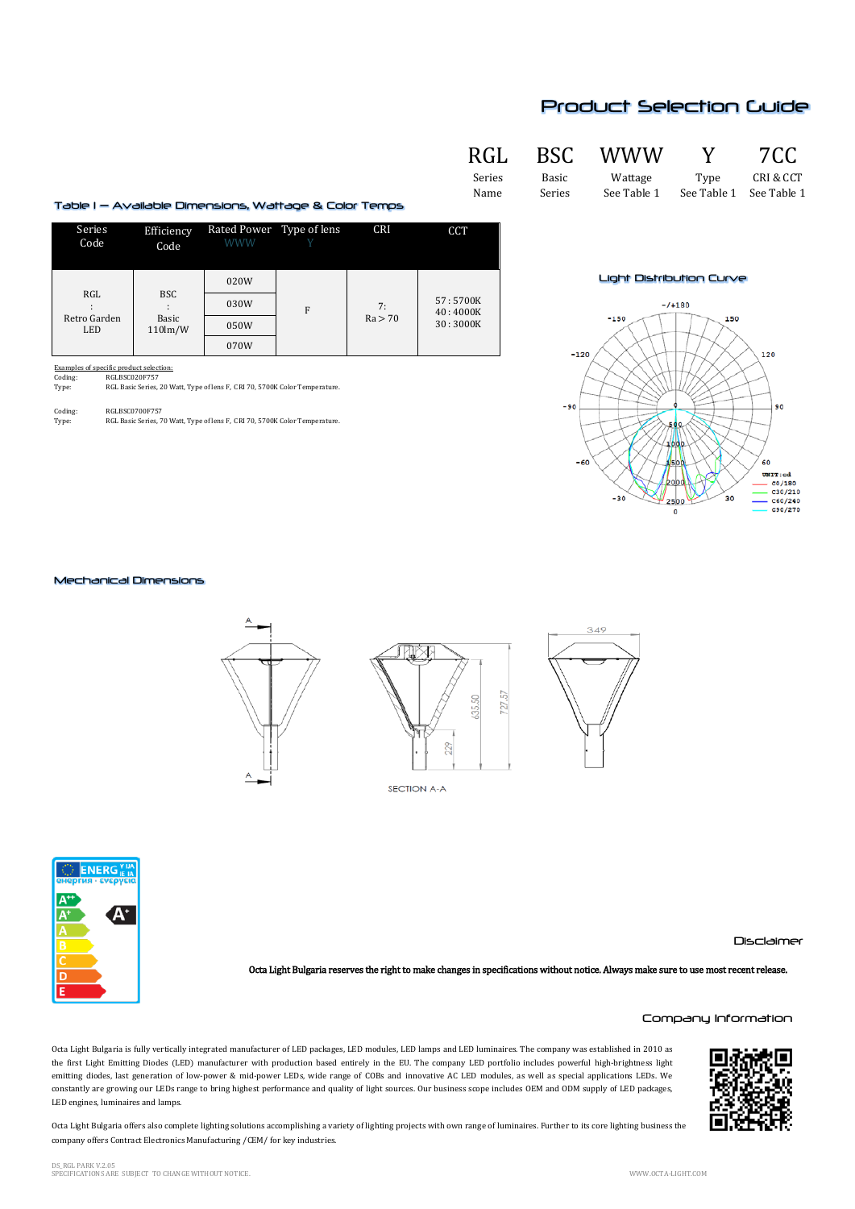# Product Selection Guide

| RGL | BSC | WWW | Y | 7CC |
|---|---|---|---|---|
| Series Name | Basic Series | Wattage See Table 1 | Type See Table 1 | CRI & CCT See Table 1 |

## Table I – Available Dimensions, Wattage & Color Temps

| Series Code | Efficiency Code | Rated Power WWW | Type of lens Y | CRI | CCT |
|---|---|---|---|---|---|
| RGL : Retro Garden LED | BSC : Basic 110lm/W | 020W | F | 7: Ra > 70 | 57 : 5700K 40 : 4000K 30 : 3000K |
| | | 030W | | | |
| | | 050W | | | |
| | | 070W | | | |

Examples of specific product selection:

Coding: RGLBSC020F757
Type: RGL Basic Series, 20 Watt, Type of lens F, CRI 70, 5700K Color Temperature.

Coding: RGLBSC0700F757
Type: RGL Basic Series, 70 Watt, Type of lens F, CRI 70, 5700K Color Temperature.

## Light Distribution Curve

-/+180
-150
150
-120
120
-90
90
-60
60
-30
30
0
500
1000
1500
2000
2500
0
UNIT:cd
C0/180
C30/210
C60/240
C90/270

## Mechanical Dimensions

A
A
349
635.50
727.57
229
SECTION A-A

ENERG
A++
A+
A
B
C
D
E
A+

## Disclaimer

**Octa Light Bulgaria reserves the right to make changes in specifications without notice. Always make sure to use most recent release.**

## Company Information

Octa Light Bulgaria is fully vertically integrated manufacturer of LED packages, LED modules, LED lamps and LED luminaires. The company was established in 2010 as the first Light Emitting Diodes (LED) manufacturer with production based entirely in the EU. The company LED portfolio includes powerful high-brightness light emitting diodes, last generation of low-power & mid-power LEDs, wide range of COBs and innovative AC LED modules, as well as special applications LEDs. We constantly are growing our LEDs range to bring highest performance and quality of light sources. Our business scope includes OEM and ODM supply of LED packages, LED engines, luminaires and lamps.

Octa Light Bulgaria offers also complete lighting solutions accomplishing a variety of lighting projects with own range of luminaires. Further to its core lighting business the company offers Contract Electronics Manufacturing /CEM/ for key industries.

DS_RGL PARK V.2.05
SPECIFICATIONS ARE SUBJECT TO CHANGE WITHOUT NOTICE.

WWW.OCTA-LIGHT.COM